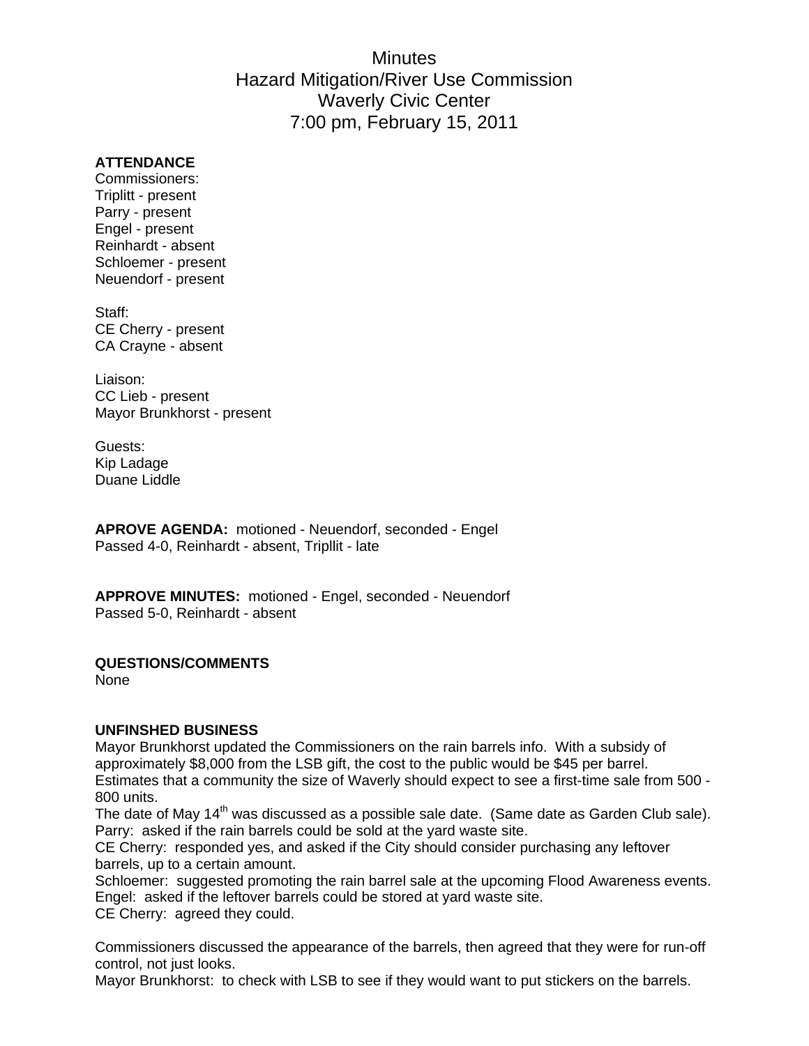# Minutes
# Hazard Mitigation/River Use Commission
# Waverly Civic Center
# 7:00 pm, February 15, 2011

**ATTENDANCE**
Commissioners:
Triplitt - present
Parry - present
Engel - present
Reinhardt - absent
Schloemer - present
Neuendorf - present

Staff:
CE Cherry - present
CA Crayne - absent

Liaison:
CC Lieb - present
Mayor Brunkhorst - present

Guests:
Kip Ladage
Duane Liddle

**APROVE AGENDA:** motioned - Neuendorf, seconded - Engel
Passed 4-0, Reinhardt - absent, Tripllit - late

**APPROVE MINUTES:** motioned - Engel, seconded - Neuendorf
Passed 5-0, Reinhardt - absent

**QUESTIONS/COMMENTS**
None

**UNFINSHED BUSINESS**
Mayor Brunkhorst updated the Commissioners on the rain barrels info. With a subsidy of approximately $8,000 from the LSB gift, the cost to the public would be $45 per barrel. Estimates that a community the size of Waverly should expect to see a first-time sale from 500 - 800 units.
The date of May 14th was discussed as a possible sale date. (Same date as Garden Club sale).
Parry: asked if the rain barrels could be sold at the yard waste site.
CE Cherry: responded yes, and asked if the City should consider purchasing any leftover barrels, up to a certain amount.
Schloemer: suggested promoting the rain barrel sale at the upcoming Flood Awareness events.
Engel: asked if the leftover barrels could be stored at yard waste site.
CE Cherry: agreed they could.

Commissioners discussed the appearance of the barrels, then agreed that they were for run-off control, not just looks.
Mayor Brunkhorst: to check with LSB to see if they would want to put stickers on the barrels.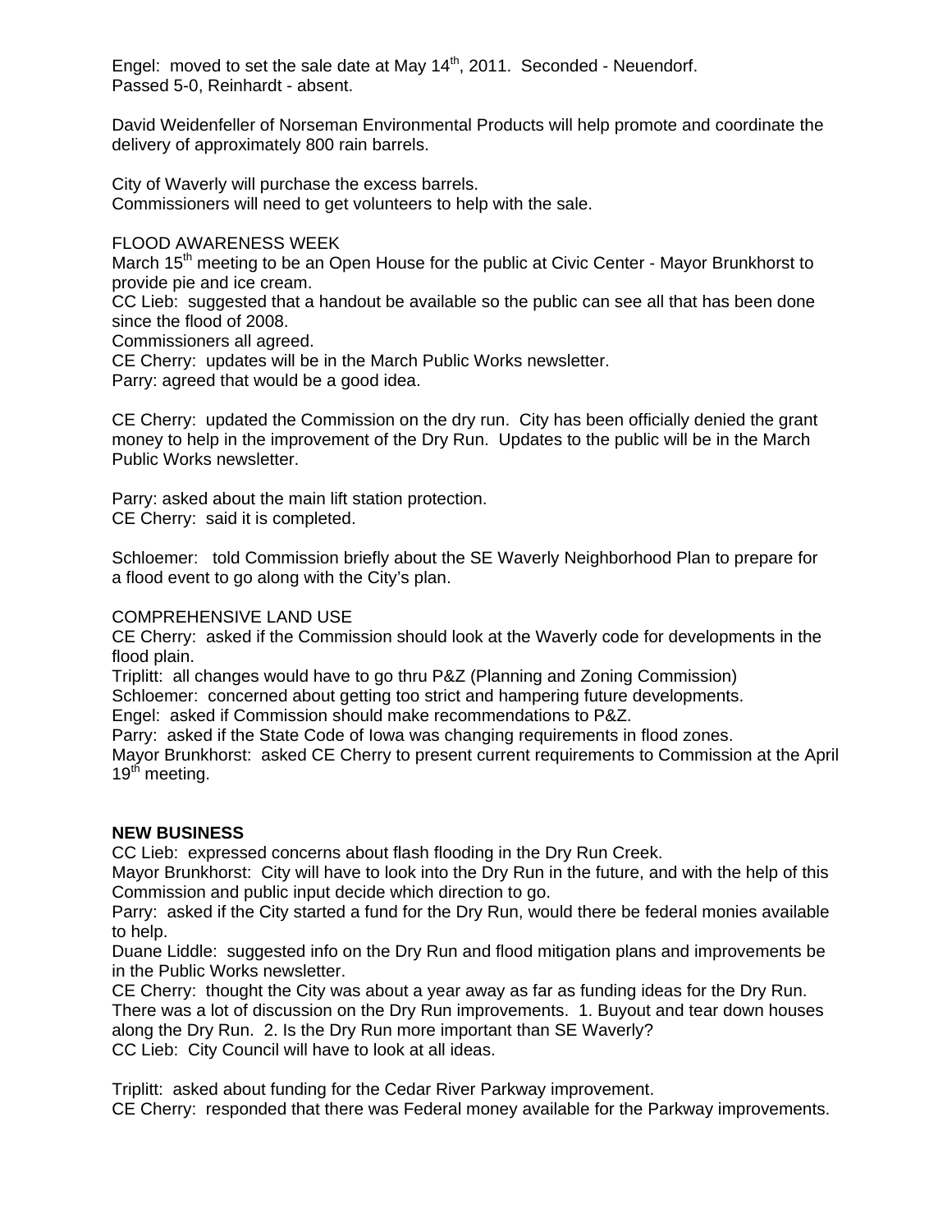Engel: moved to set the sale date at May 14th, 2011. Seconded - Neuendorf.
Passed 5-0, Reinhardt - absent.

David Weidenfeller of Norseman Environmental Products will help promote and coordinate the delivery of approximately 800 rain barrels.

City of Waverly will purchase the excess barrels.
Commissioners will need to get volunteers to help with the sale.

FLOOD AWARENESS WEEK
March 15th meeting to be an Open House for the public at Civic Center - Mayor Brunkhorst to provide pie and ice cream.
CC Lieb: suggested that a handout be available so the public can see all that has been done since the flood of 2008.
Commissioners all agreed.
CE Cherry: updates will be in the March Public Works newsletter.
Parry: agreed that would be a good idea.

CE Cherry: updated the Commission on the dry run. City has been officially denied the grant money to help in the improvement of the Dry Run. Updates to the public will be in the March Public Works newsletter.

Parry: asked about the main lift station protection.
CE Cherry: said it is completed.

Schloemer: told Commission briefly about the SE Waverly Neighborhood Plan to prepare for a flood event to go along with the City's plan.

COMPREHENSIVE LAND USE
CE Cherry: asked if the Commission should look at the Waverly code for developments in the flood plain.
Triplitt: all changes would have to go thru P&Z (Planning and Zoning Commission)
Schloemer: concerned about getting too strict and hampering future developments.
Engel: asked if Commission should make recommendations to P&Z.
Parry: asked if the State Code of Iowa was changing requirements in flood zones.
Mayor Brunkhorst: asked CE Cherry to present current requirements to Commission at the April 19th meeting.

**NEW BUSINESS**
CC Lieb: expressed concerns about flash flooding in the Dry Run Creek.
Mayor Brunkhorst: City will have to look into the Dry Run in the future, and with the help of this Commission and public input decide which direction to go.
Parry: asked if the City started a fund for the Dry Run, would there be federal monies available to help.
Duane Liddle: suggested info on the Dry Run and flood mitigation plans and improvements be in the Public Works newsletter.
CE Cherry: thought the City was about a year away as far as funding ideas for the Dry Run.
There was a lot of discussion on the Dry Run improvements. 1. Buyout and tear down houses along the Dry Run. 2. Is the Dry Run more important than SE Waverly?
CC Lieb: City Council will have to look at all ideas.

Triplitt: asked about funding for the Cedar River Parkway improvement.
CE Cherry: responded that there was Federal money available for the Parkway improvements.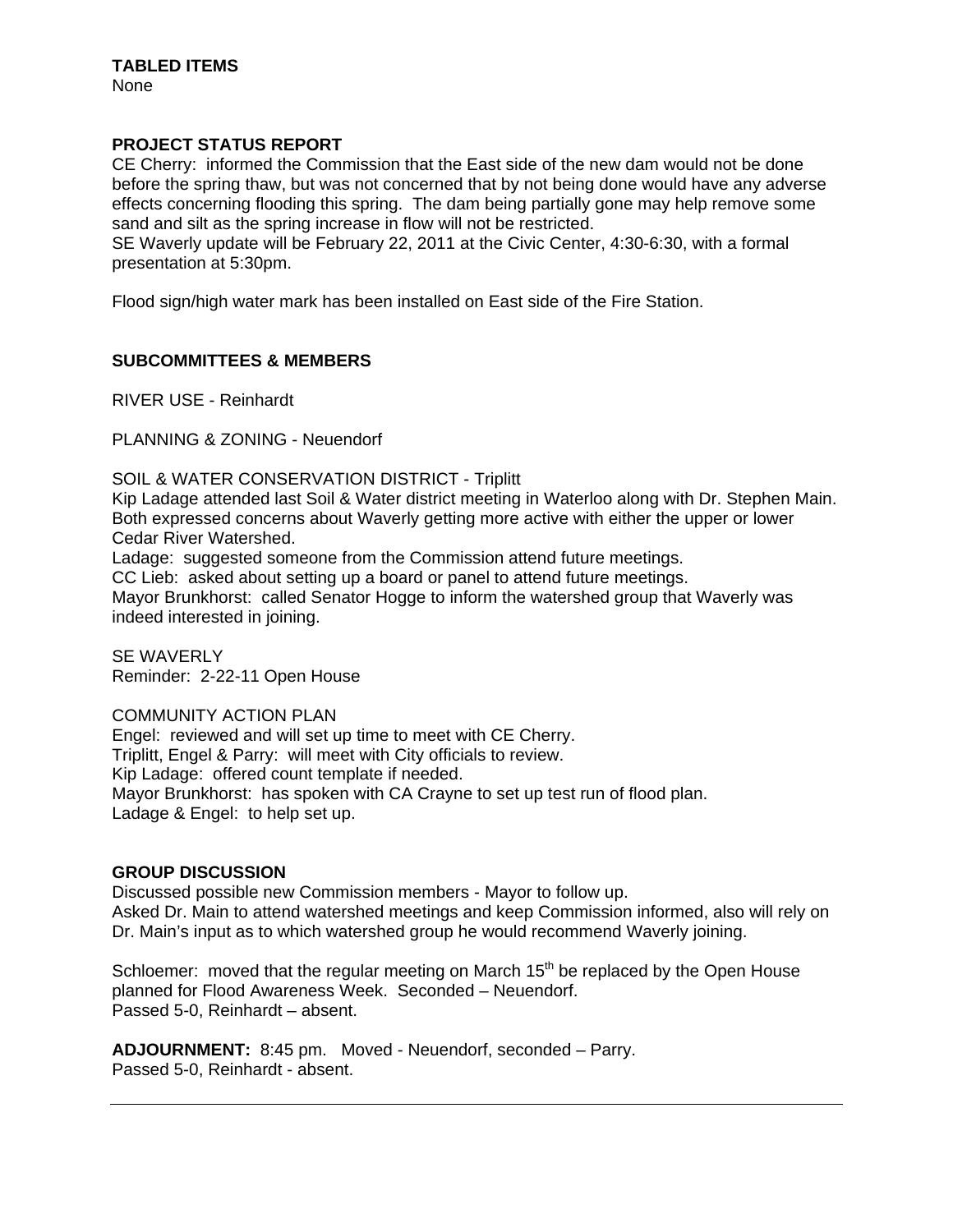**TABLED ITEMS**
None

**PROJECT STATUS REPORT**
CE Cherry: informed the Commission that the East side of the new dam would not be done before the spring thaw, but was not concerned that by not being done would have any adverse effects concerning flooding this spring. The dam being partially gone may help remove some sand and silt as the spring increase in flow will not be restricted.
SE Waverly update will be February 22, 2011 at the Civic Center, 4:30-6:30, with a formal presentation at 5:30pm.

Flood sign/high water mark has been installed on East side of the Fire Station.

**SUBCOMMITTEES & MEMBERS**

RIVER USE - Reinhardt

PLANNING & ZONING - Neuendorf

SOIL & WATER CONSERVATION DISTRICT - Triplitt
Kip Ladage attended last Soil & Water district meeting in Waterloo along with Dr. Stephen Main. Both expressed concerns about Waverly getting more active with either the upper or lower Cedar River Watershed.
Ladage: suggested someone from the Commission attend future meetings.
CC Lieb: asked about setting up a board or panel to attend future meetings.
Mayor Brunkhorst: called Senator Hogge to inform the watershed group that Waverly was indeed interested in joining.

SE WAVERLY
Reminder: 2-22-11 Open House

COMMUNITY ACTION PLAN
Engel: reviewed and will set up time to meet with CE Cherry.
Triplitt, Engel & Parry: will meet with City officials to review.
Kip Ladage: offered count template if needed.
Mayor Brunkhorst: has spoken with CA Crayne to set up test run of flood plan.
Ladage & Engel: to help set up.

**GROUP DISCUSSION**
Discussed possible new Commission members - Mayor to follow up.
Asked Dr. Main to attend watershed meetings and keep Commission informed, also will rely on Dr. Main's input as to which watershed group he would recommend Waverly joining.

Schloemer: moved that the regular meeting on March 15th be replaced by the Open House planned for Flood Awareness Week. Seconded – Neuendorf.
Passed 5-0, Reinhardt – absent.

**ADJOURNMENT:** 8:45 pm. Moved - Neuendorf, seconded – Parry.
Passed 5-0, Reinhardt - absent.